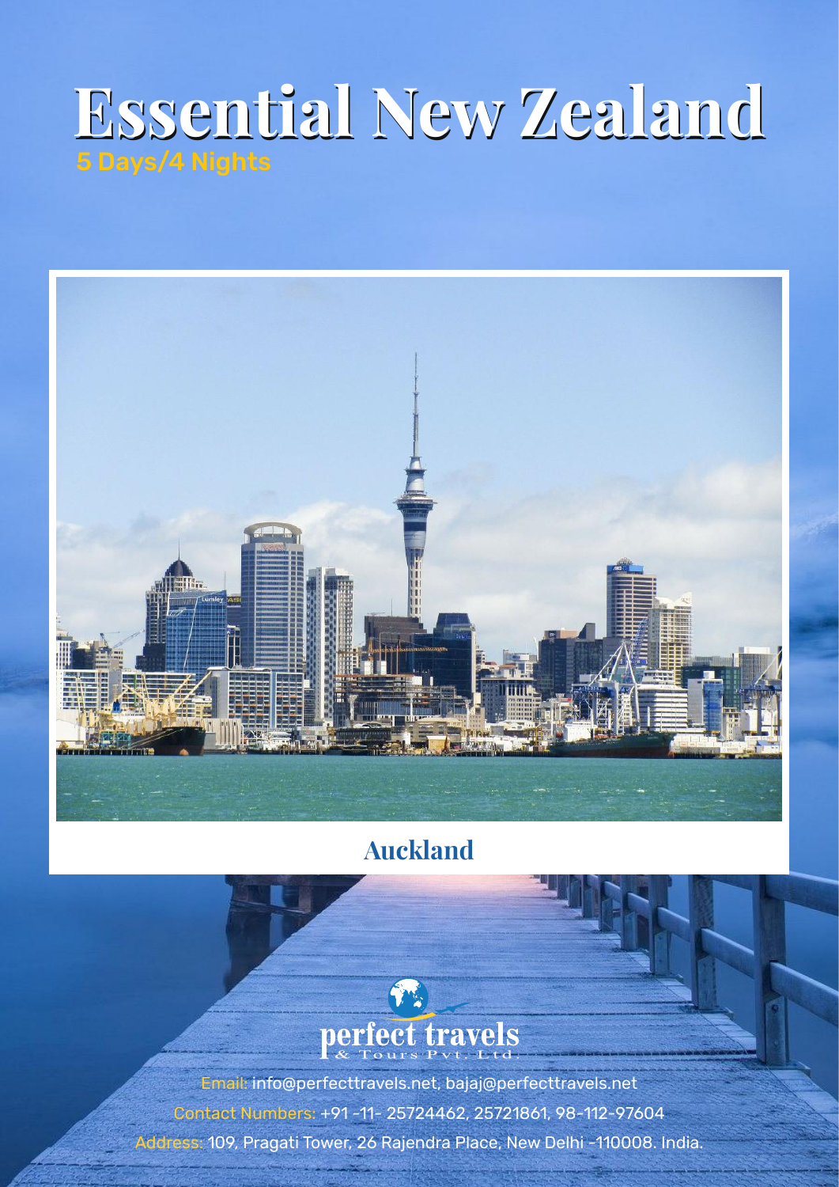# Essential New Zealand

5 Days/4 Nights

Auckland

perfect travels
& Tours Pvt. Ltd.

Email: info@perfecttravels.net, bajaj@perfecttravels.net

Contact Numbers: +91 -11- 25724462, 25721861, 98-112-97604

Address: 109, Pragati Tower, 26 Rajendra Place, New Delhi -110008. India.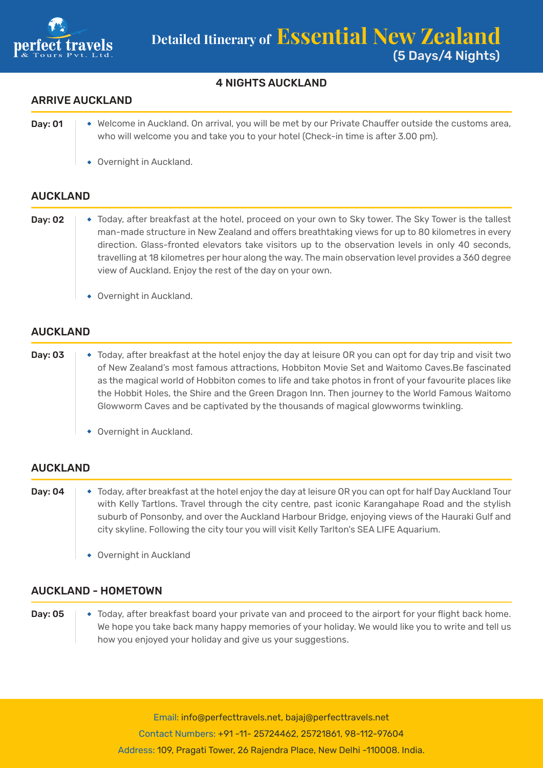# Detailed Itinerary of Essential New Zealand (5 Days/4 Nights)

### 4 NIGHTS AUCKLAND

## ARRIVE AUCKLAND

**Day: 01**

- Welcome in Auckland. On arrival, you will be met by our Private Chauffer outside the customs area, who will welcome you and take you to your hotel (Check-in time is after 3.00 pm).
- Overnight in Auckland.

## AUCKLAND

**Day: 02**

- Today, after breakfast at the hotel, proceed on your own to Sky tower. The Sky Tower is the tallest man-made structure in New Zealand and offers breathtaking views for up to 80 kilometres in every direction. Glass-fronted elevators take visitors up to the observation levels in only 40 seconds, travelling at 18 kilometres per hour along the way. The main observation level provides a 360 degree view of Auckland. Enjoy the rest of the day on your own.
- Overnight in Auckland.

## AUCKLAND

**Day: 03**

- Today, after breakfast at the hotel enjoy the day at leisure OR you can opt for day trip and visit two of New Zealand's most famous attractions, Hobbiton Movie Set and Waitomo Caves.Be fascinated as the magical world of Hobbiton comes to life and take photos in front of your favourite places like the Hobbit Holes, the Shire and the Green Dragon Inn. Then journey to the World Famous Waitomo Glowworm Caves and be captivated by the thousands of magical glowworms twinkling.
- Overnight in Auckland.

## AUCKLAND

**Day: 04**

- Today, after breakfast at the hotel enjoy the day at leisure OR you can opt for half Day Auckland Tour with Kelly Tartlons. Travel through the city centre, past iconic Karangahape Road and the stylish suburb of Ponsonby, and over the Auckland Harbour Bridge, enjoying views of the Hauraki Gulf and city skyline. Following the city tour you will visit Kelly Tarlton's SEA LIFE Aquarium.
- Overnight in Auckland

## AUCKLAND - HOMETOWN

**Day: 05**

- Today, after breakfast board your private van and proceed to the airport for your flight back home. We hope you take back many happy memories of your holiday. We would like you to write and tell us how you enjoyed your holiday and give us your suggestions.

Email: info@perfecttravels.net, bajaj@perfecttravels.net

Contact Numbers: +91 -11- 25724462, 25721861, 98-112-97604

Address: 109, Pragati Tower, 26 Rajendra Place, New Delhi -110008. India.